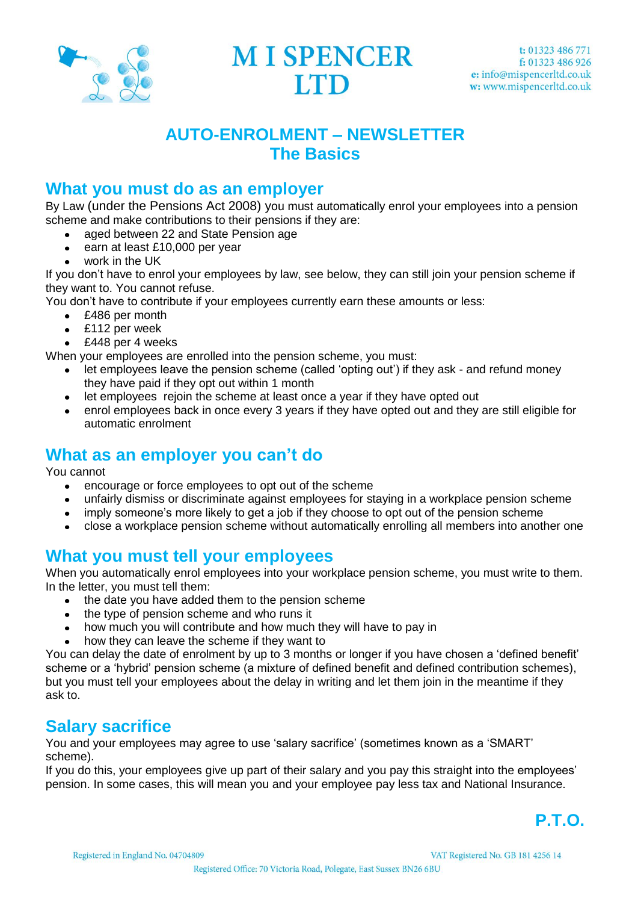# M I SPENCER LTD

**t:** 01323 486 771
**f:** 01323 486 926
**e:** info@mispencerltd.co.uk
**w:** www.mispencerltd.co.uk

## AUTO-ENROLMENT – NEWSLETTER
## The Basics

### What you must do as an employer

By Law (under the Pensions Act 2008) you must automatically enrol your employees into a pension scheme and make contributions to their pensions if they are:

- aged between 22 and State Pension age
- earn at least £10,000 per year
- work in the UK

If you don't have to enrol your employees by law, see below, they can still join your pension scheme if they want to. You cannot refuse.

You don't have to contribute if your employees currently earn these amounts or less:

- £486 per month
- £112 per week
- £448 per 4 weeks

When your employees are enrolled into the pension scheme, you must:

- let employees leave the pension scheme (called 'opting out') if they ask - and refund money they have paid if they opt out within 1 month
- let employees rejoin the scheme at least once a year if they have opted out
- enrol employees back in once every 3 years if they have opted out and they are still eligible for automatic enrolment

### What as an employer you can't do

You cannot

- encourage or force employees to opt out of the scheme
- unfairly dismiss or discriminate against employees for staying in a workplace pension scheme
- imply someone's more likely to get a job if they choose to opt out of the pension scheme
- close a workplace pension scheme without automatically enrolling all members into another one

### What you must tell your employees

When you automatically enrol employees into your workplace pension scheme, you must write to them. In the letter, you must tell them:

- the date you have added them to the pension scheme
- the type of pension scheme and who runs it
- how much you will contribute and how much they will have to pay in
- how they can leave the scheme if they want to

You can delay the date of enrolment by up to 3 months or longer if you have chosen a 'defined benefit' scheme or a 'hybrid' pension scheme (a mixture of defined benefit and defined contribution schemes), but you must tell your employees about the delay in writing and let them join in the meantime if they ask to.

### Salary sacrifice

You and your employees may agree to use 'salary sacrifice' (sometimes known as a 'SMART' scheme).

If you do this, your employees give up part of their salary and you pay this straight into the employees' pension. In some cases, this will mean you and your employee pay less tax and National Insurance.

**P.T.O.**

Registered in England No. 04704809 VAT Registered No. GB 181 4256 14
Registered Office: 70 Victoria Road, Polegate, East Sussex BN26 6BU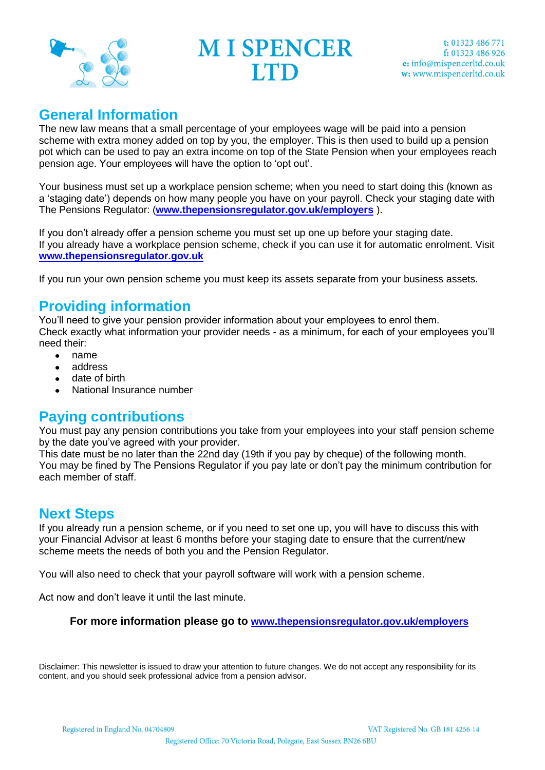# M I SPENCER LTD

t: 01323 486 771
f: 01323 486 926
e: info@mispencerltd.co.uk
w: www.mispencerltd.co.uk

## General Information

The new law means that a small percentage of your employees wage will be paid into a pension scheme with extra money added on top by you, the employer. This is then used to build up a pension pot which can be used to pay an extra income on top of the State Pension when your employees reach pension age. Your employees will have the option to 'opt out'.

Your business must set up a workplace pension scheme; when you need to start doing this (known as a 'staging date') depends on how many people you have on your payroll. Check your staging date with The Pensions Regulator: (**www.thepensionsregulator.gov.uk/employers** ).

If you don't already offer a pension scheme you must set up one up before your staging date.
If you already have a workplace pension scheme, check if you can use it for automatic enrolment. Visit **www.thepensionsregulator.gov.uk**

If you run your own pension scheme you must keep its assets separate from your business assets.

## Providing information

You'll need to give your pension provider information about your employees to enrol them.
Check exactly what information your provider needs - as a minimum, for each of your employees you'll need their:

- name
- address
- date of birth
- National Insurance number

## Paying contributions

You must pay any pension contributions you take from your employees into your staff pension scheme by the date you've agreed with your provider.
This date must be no later than the 22nd day (19th if you pay by cheque) of the following month.
You may be fined by The Pensions Regulator if you pay late or don't pay the minimum contribution for each member of staff.

## Next Steps

If you already run a pension scheme, or if you need to set one up, you will have to discuss this with your Financial Advisor at least 6 months before your staging date to ensure that the current/new scheme meets the needs of both you and the Pension Regulator.

You will also need to check that your payroll software will work with a pension scheme.

Act now and don't leave it until the last minute.

**For more information please go to www.thepensionsregulator.gov.uk/employers**

Disclaimer: This newsletter is issued to draw your attention to future changes. We do not accept any responsibility for its content, and you should seek professional advice from a pension advisor.

Registered in England No. 04704809 VAT Registered No. GB 181 4256 14
Registered Office: 70 Victoria Road, Polegate, East Sussex BN26 6BU